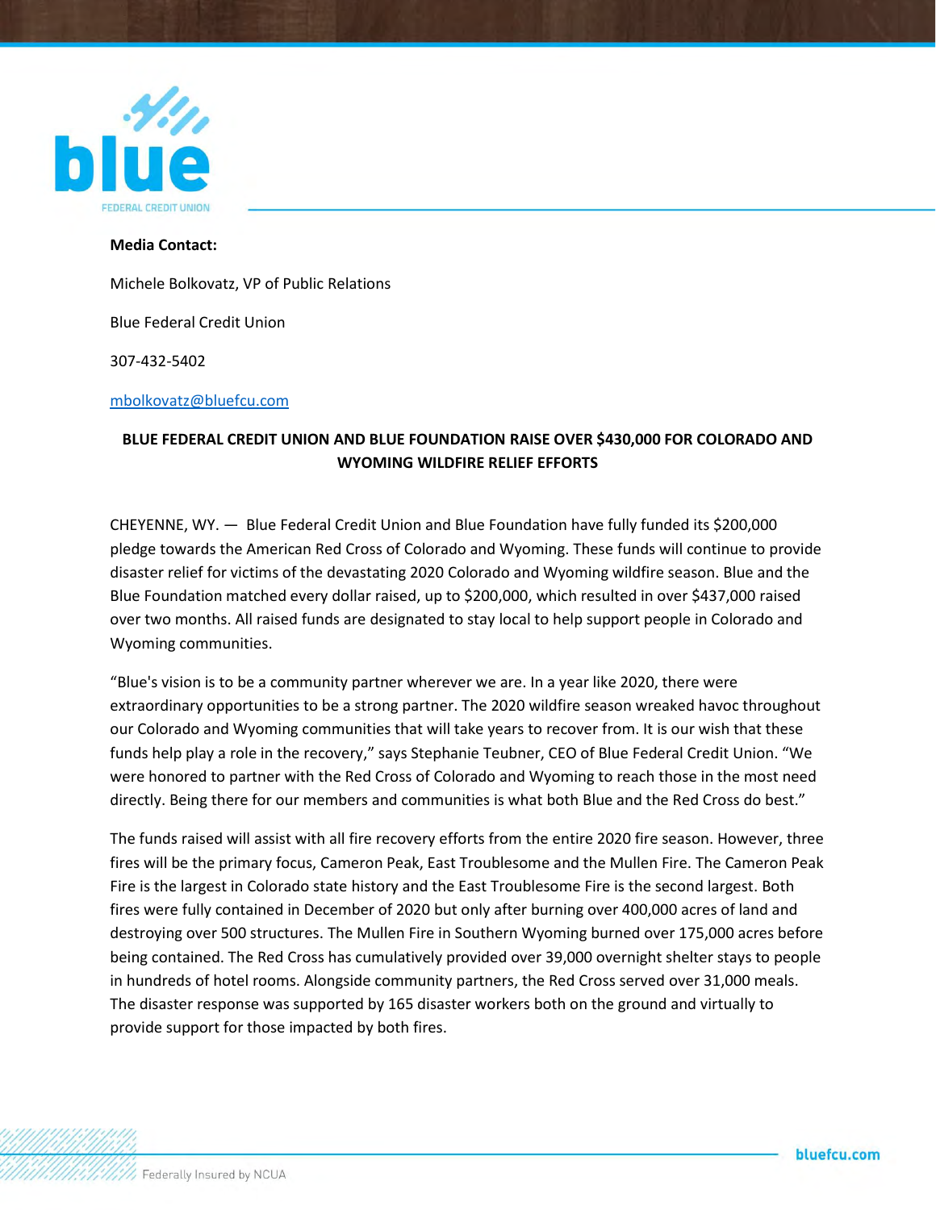**Media Contact:**

Michele Bolkovatz, VP of Public Relations

Blue Federal Credit Union

307-432-5402

mbolkovatz@bluefcu.com

**BLUE FEDERAL CREDIT UNION AND BLUE FOUNDATION RAISE OVER $430,000 FOR COLORADO AND WYOMING WILDFIRE RELIEF EFFORTS**

CHEYENNE, WY. — Blue Federal Credit Union and Blue Foundation have fully funded its $200,000 pledge towards the American Red Cross of Colorado and Wyoming. These funds will continue to provide disaster relief for victims of the devastating 2020 Colorado and Wyoming wildfire season. Blue and the Blue Foundation matched every dollar raised, up to $200,000, which resulted in over $437,000 raised over two months. All raised funds are designated to stay local to help support people in Colorado and Wyoming communities.

"Blue's vision is to be a community partner wherever we are. In a year like 2020, there were extraordinary opportunities to be a strong partner. The 2020 wildfire season wreaked havoc throughout our Colorado and Wyoming communities that will take years to recover from. It is our wish that these funds help play a role in the recovery," says Stephanie Teubner, CEO of Blue Federal Credit Union. "We were honored to partner with the Red Cross of Colorado and Wyoming to reach those in the most need directly. Being there for our members and communities is what both Blue and the Red Cross do best."

The funds raised will assist with all fire recovery efforts from the entire 2020 fire season. However, three fires will be the primary focus, Cameron Peak, East Troublesome and the Mullen Fire. The Cameron Peak Fire is the largest in Colorado state history and the East Troublesome Fire is the second largest. Both fires were fully contained in December of 2020 but only after burning over 400,000 acres of land and destroying over 500 structures. The Mullen Fire in Southern Wyoming burned over 175,000 acres before being contained. The Red Cross has cumulatively provided over 39,000 overnight shelter stays to people in hundreds of hotel rooms. Alongside community partners, the Red Cross served over 31,000 meals. The disaster response was supported by 165 disaster workers both on the ground and virtually to provide support for those impacted by both fires.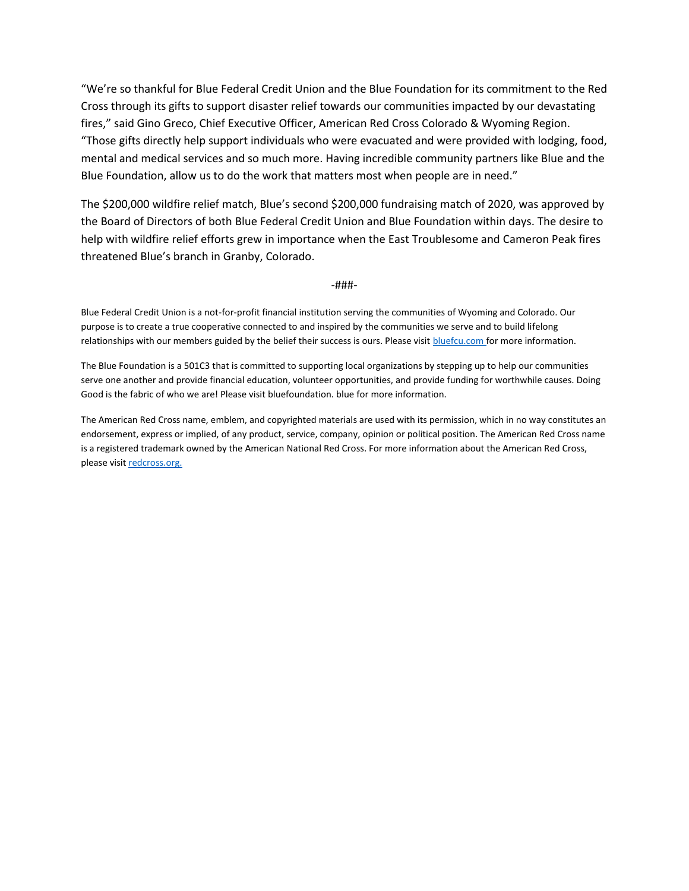"We're so thankful for Blue Federal Credit Union and the Blue Foundation for its commitment to the Red Cross through its gifts to support disaster relief towards our communities impacted by our devastating fires," said Gino Greco, Chief Executive Officer, American Red Cross Colorado & Wyoming Region. "Those gifts directly help support individuals who were evacuated and were provided with lodging, food, mental and medical services and so much more. Having incredible community partners like Blue and the Blue Foundation, allow us to do the work that matters most when people are in need."

The $200,000 wildfire relief match, Blue's second $200,000 fundraising match of 2020, was approved by the Board of Directors of both Blue Federal Credit Union and Blue Foundation within days. The desire to help with wildfire relief efforts grew in importance when the East Troublesome and Cameron Peak fires threatened Blue's branch in Granby, Colorado.

-###-

Blue Federal Credit Union is a not-for-profit financial institution serving the communities of Wyoming and Colorado. Our purpose is to create a true cooperative connected to and inspired by the communities we serve and to build lifelong relationships with our members guided by the belief their success is ours. Please visit bluefcu.com for more information.

The Blue Foundation is a 501C3 that is committed to supporting local organizations by stepping up to help our communities serve one another and provide financial education, volunteer opportunities, and provide funding for worthwhile causes. Doing Good is the fabric of who we are! Please visit bluefoundation. blue for more information.

The American Red Cross name, emblem, and copyrighted materials are used with its permission, which in no way constitutes an endorsement, express or implied, of any product, service, company, opinion or political position. The American Red Cross name is a registered trademark owned by the American National Red Cross. For more information about the American Red Cross, please visit redcross.org.